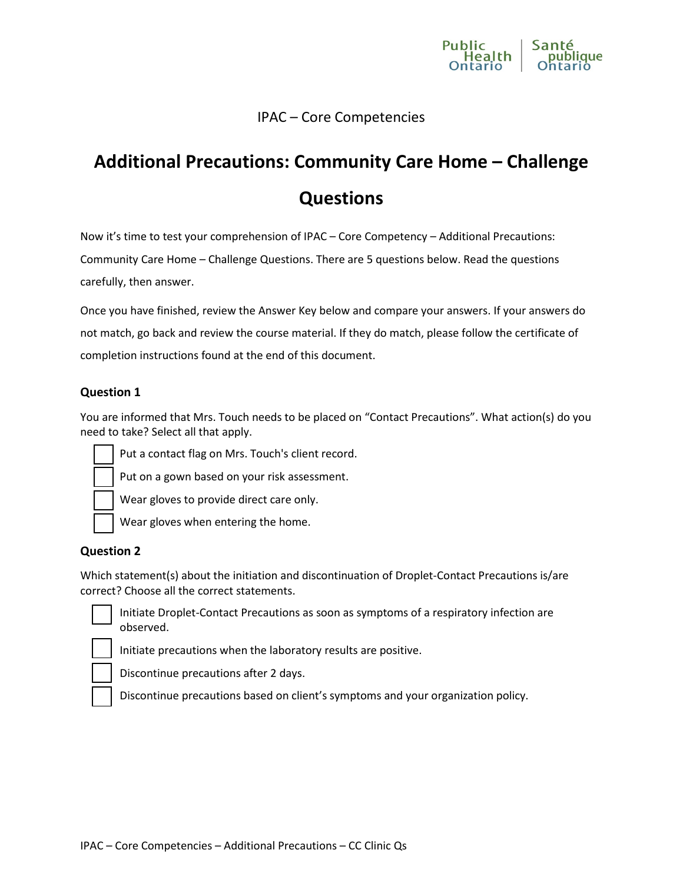IPAC – Core Competencies

# Additional Precautions: Community Care Home – Challenge Questions

Now it's time to test your comprehension of IPAC – Core Competency – Additional Precautions: Community Care Home – Challenge Questions. There are 5 questions below. Read the questions carefully, then answer.

Once you have finished, review the Answer Key below and compare your answers. If your answers do not match, go back and review the course material. If they do match, please follow the certificate of completion instructions found at the end of this document.

### Question 1

You are informed that Mrs. Touch needs to be placed on "Contact Precautions". What action(s) do you need to take? Select all that apply.

- [ ] Put a contact flag on Mrs. Touch's client record.
- [ ] Put on a gown based on your risk assessment.
- [ ] Wear gloves to provide direct care only.
- [ ] Wear gloves when entering the home.

### Question 2

Which statement(s) about the initiation and discontinuation of Droplet-Contact Precautions is/are correct? Choose all the correct statements.

- [ ] Initiate Droplet-Contact Precautions as soon as symptoms of a respiratory infection are observed.
- [ ] Initiate precautions when the laboratory results are positive.
- [ ] Discontinue precautions after 2 days.
- [ ] Discontinue precautions based on client's symptoms and your organization policy.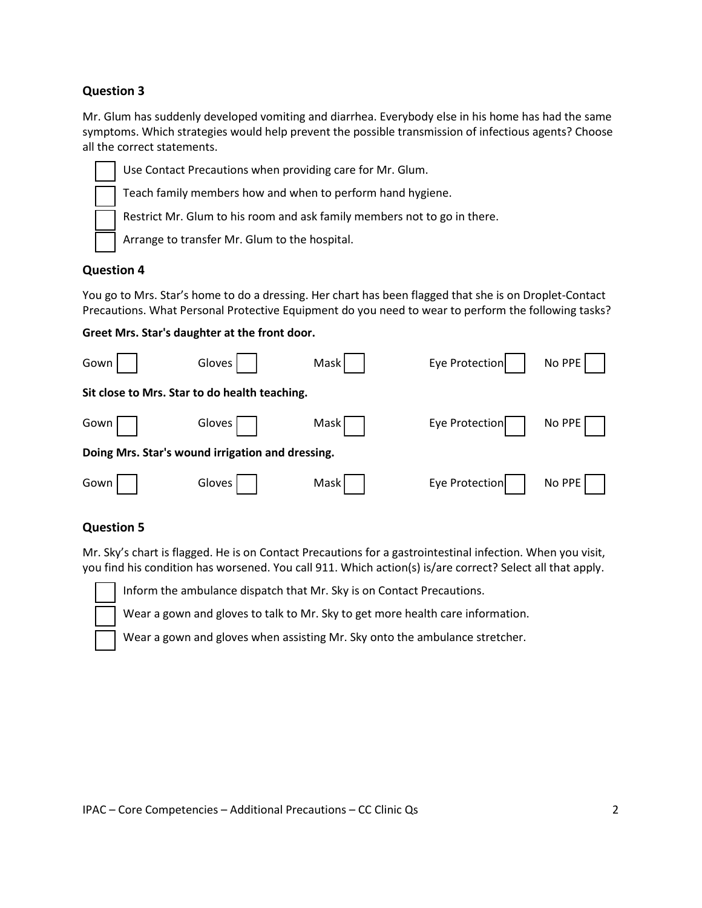## Question 3

Mr. Glum has suddenly developed vomiting and diarrhea. Everybody else in his home has had the same symptoms. Which strategies would help prevent the possible transmission of infectious agents? Choose all the correct statements.

- [ ] Use Contact Precautions when providing care for Mr. Glum.
- [ ] Teach family members how and when to perform hand hygiene.
- [ ] Restrict Mr. Glum to his room and ask family members not to go in there.
- [ ] Arrange to transfer Mr. Glum to the hospital.

## Question 4

You go to Mrs. Star's home to do a dressing. Her chart has been flagged that she is on Droplet-Contact Precautions. What Personal Protective Equipment do you need to wear to perform the following tasks?

**Greet Mrs. Star's daughter at the front door.**

Gown [ ]  Gloves [ ]  Mask [ ]  Eye Protection [ ]  No PPE [ ]

**Sit close to Mrs. Star to do health teaching.**

Gown [ ]  Gloves [ ]  Mask [ ]  Eye Protection [ ]  No PPE [ ]

**Doing Mrs. Star's wound irrigation and dressing.**

Gown [ ]  Gloves [ ]  Mask [ ]  Eye Protection [ ]  No PPE [ ]

## Question 5

Mr. Sky's chart is flagged. He is on Contact Precautions for a gastrointestinal infection. When you visit, you find his condition has worsened. You call 911. Which action(s) is/are correct? Select all that apply.

- [ ] Inform the ambulance dispatch that Mr. Sky is on Contact Precautions.
- [ ] Wear a gown and gloves to talk to Mr. Sky to get more health care information.
- [ ] Wear a gown and gloves when assisting Mr. Sky onto the ambulance stretcher.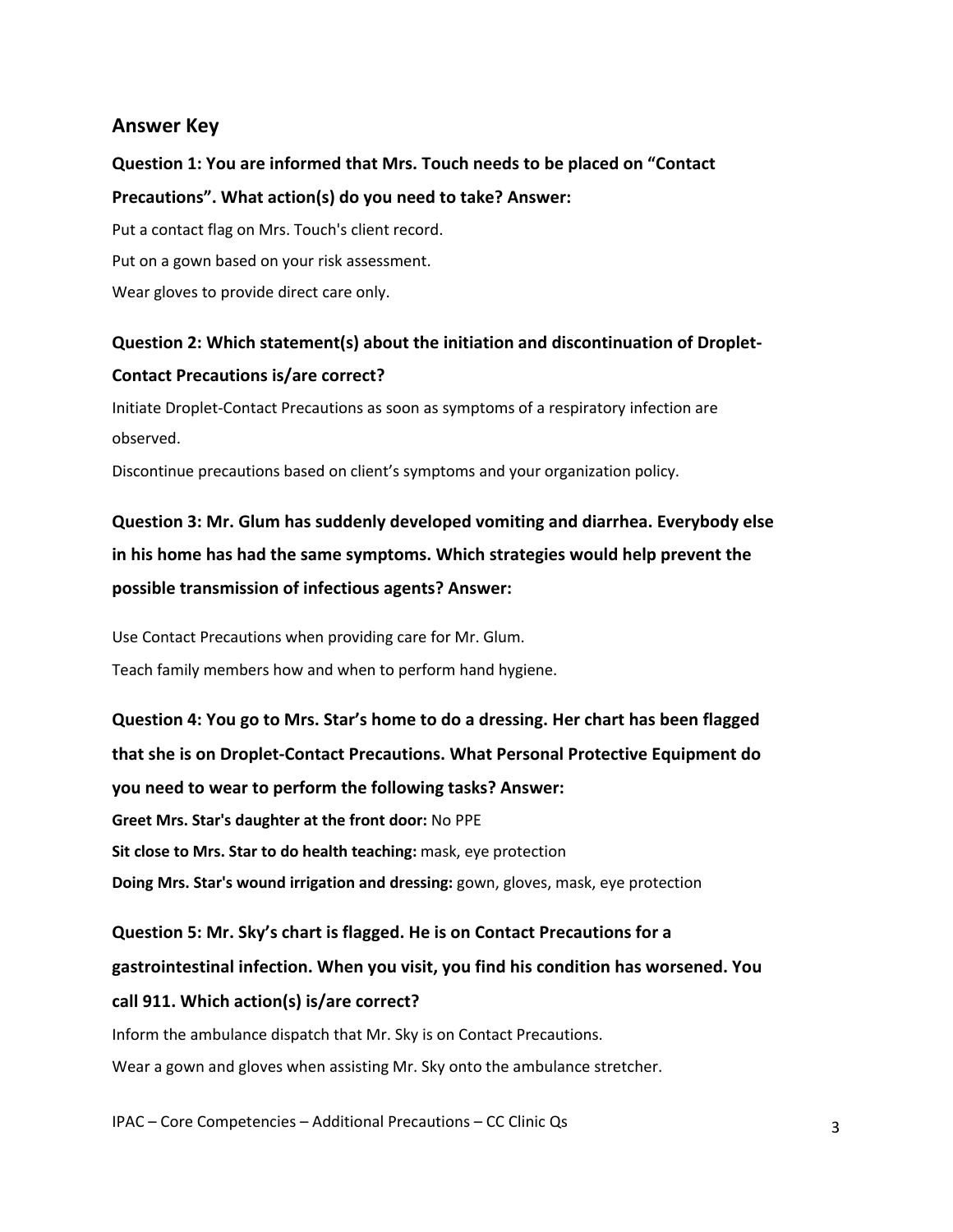## Answer Key

**Question 1: You are informed that Mrs. Touch needs to be placed on "Contact Precautions". What action(s) do you need to take? Answer:**

Put a contact flag on Mrs. Touch's client record.

Put on a gown based on your risk assessment.

Wear gloves to provide direct care only.

**Question 2: Which statement(s) about the initiation and discontinuation of Droplet-Contact Precautions is/are correct?**

Initiate Droplet-Contact Precautions as soon as symptoms of a respiratory infection are observed.

Discontinue precautions based on client's symptoms and your organization policy.

**Question 3: Mr. Glum has suddenly developed vomiting and diarrhea. Everybody else in his home has had the same symptoms. Which strategies would help prevent the possible transmission of infectious agents? Answer:**

Use Contact Precautions when providing care for Mr. Glum.

Teach family members how and when to perform hand hygiene.

**Question 4: You go to Mrs. Star's home to do a dressing. Her chart has been flagged that she is on Droplet-Contact Precautions. What Personal Protective Equipment do you need to wear to perform the following tasks? Answer:**

**Greet Mrs. Star's daughter at the front door:** No PPE

**Sit close to Mrs. Star to do health teaching:** mask, eye protection

**Doing Mrs. Star's wound irrigation and dressing:** gown, gloves, mask, eye protection

**Question 5: Mr. Sky's chart is flagged. He is on Contact Precautions for a gastrointestinal infection. When you visit, you find his condition has worsened. You call 911. Which action(s) is/are correct?**

Inform the ambulance dispatch that Mr. Sky is on Contact Precautions.

Wear a gown and gloves when assisting Mr. Sky onto the ambulance stretcher.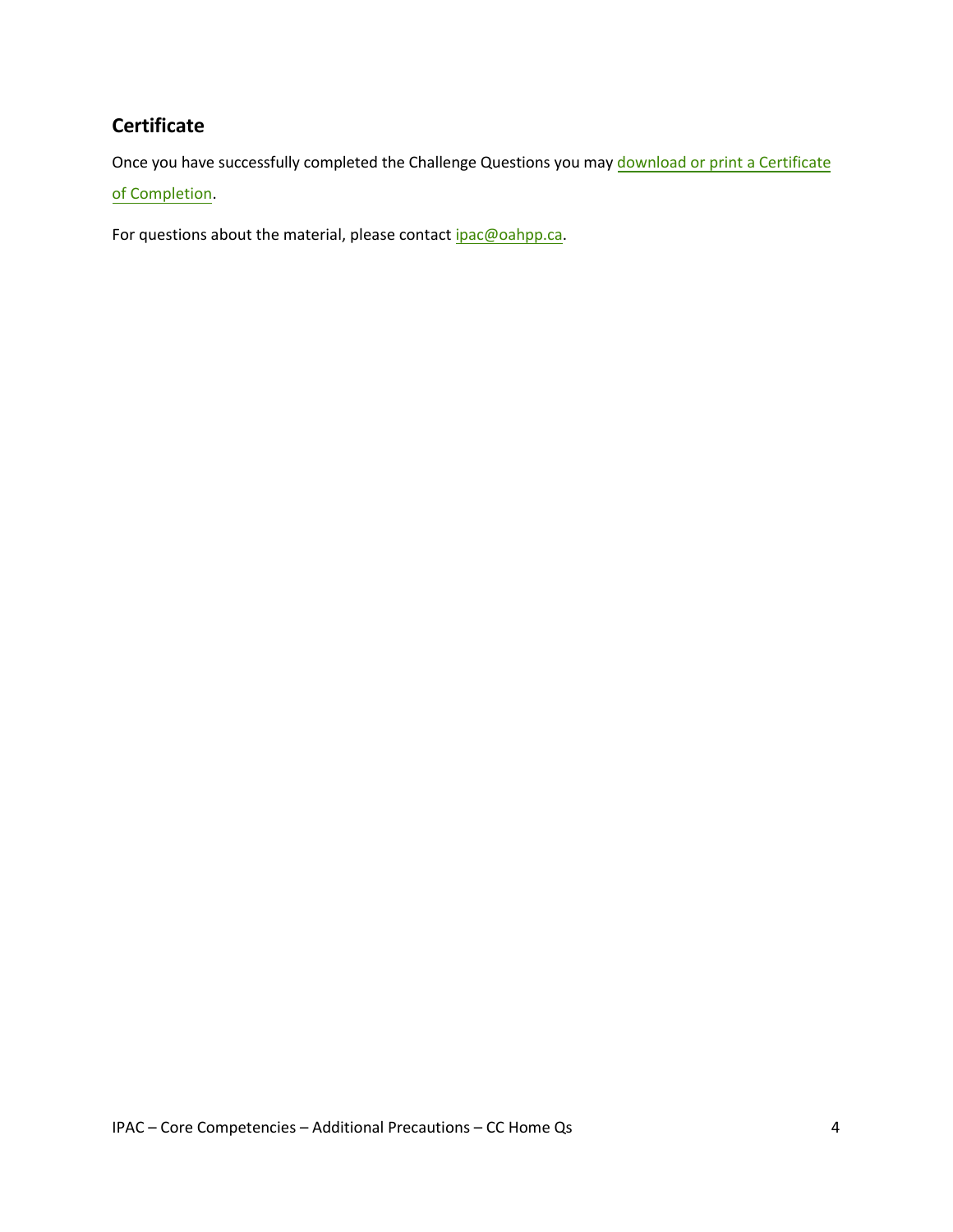## Certificate

Once you have successfully completed the Challenge Questions you may download or print a Certificate of Completion.

For questions about the material, please contact ipac@oahpp.ca.